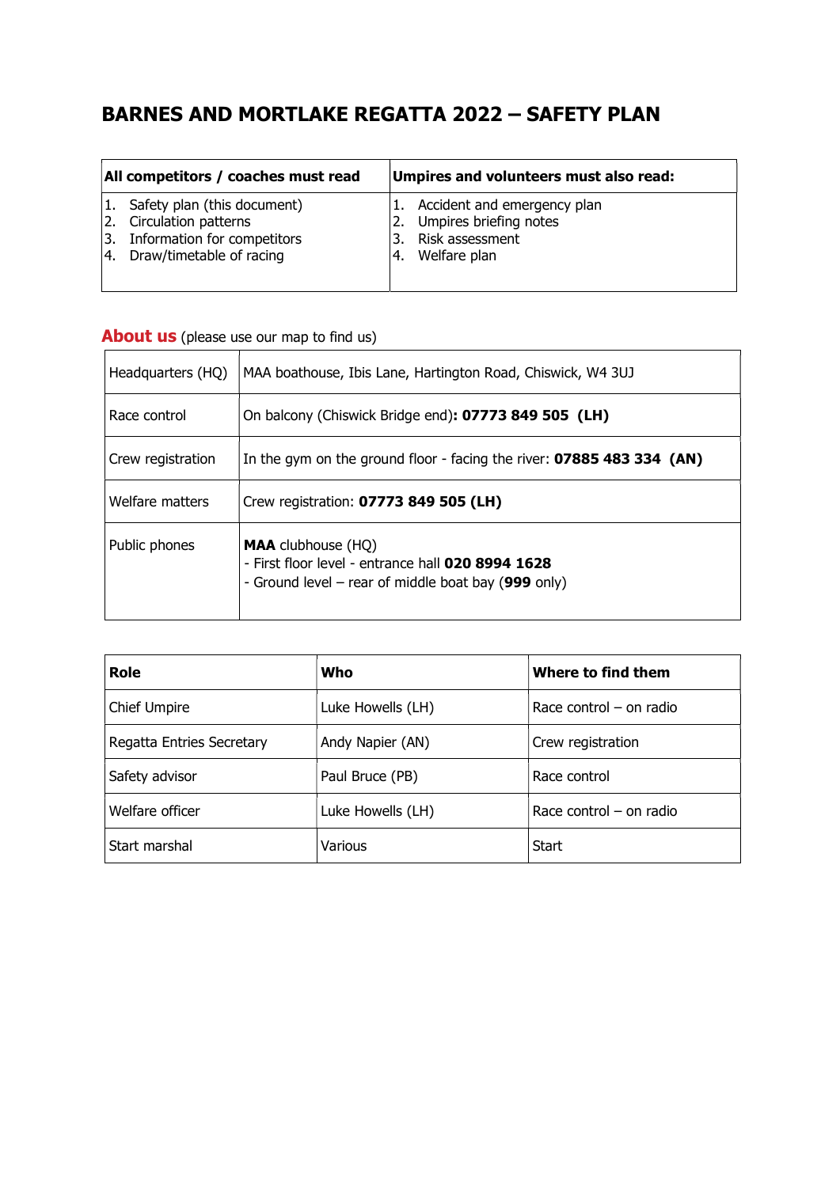# BARNES AND MORTLAKE REGATTA 2022 – SAFETY PLAN

| All competitors / coaches must read | Umpires and volunteers must also read: |
|---|---|
| 1. Safety plan (this document)<br>2. Circulation patterns<br>3. Information for competitors<br>4. Draw/timetable of racing | 1. Accident and emergency plan<br>2. Umpires briefing notes<br>3. Risk assessment<br>4. Welfare plan |

## About us (please use our map to find us)

| | |
|---|---|
| Headquarters (HQ) | MAA boathouse, Ibis Lane, Hartington Road, Chiswick, W4 3UJ |
| Race control | On balcony (Chiswick Bridge end)**: 07773 849 505 (LH)** |
| Crew registration | In the gym on the ground floor - facing the river: **07885 483 334 (AN)** |
| Welfare matters | Crew registration: **07773 849 505 (LH)** |
| Public phones | **MAA** clubhouse (HQ)<br>- First floor level - entrance hall **020 8994 1628**<br>- Ground level – rear of middle boat bay (**999** only) |

| Role | Who | Where to find them |
|---|---|---|
| Chief Umpire | Luke Howells (LH) | Race control – on radio |
| Regatta Entries Secretary | Andy Napier (AN) | Crew registration |
| Safety advisor | Paul Bruce (PB) | Race control |
| Welfare officer | Luke Howells (LH) | Race control – on radio |
| Start marshal | Various | Start |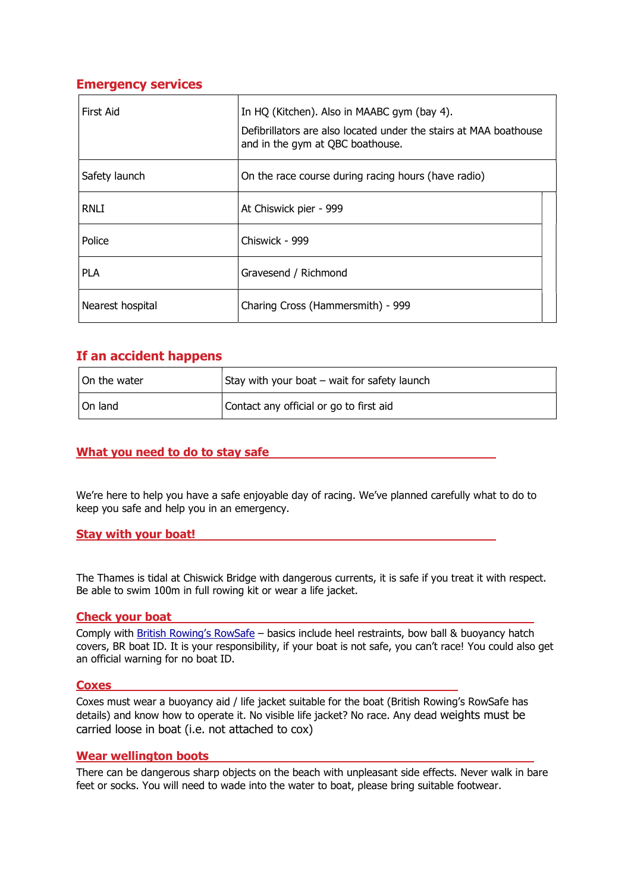## Emergency services

| | |
|---|---|
| First Aid | In HQ (Kitchen). Also in MAABC gym (bay 4). Defibrillators are also located under the stairs at MAA boathouse and in the gym at QBC boathouse. |
| Safety launch | On the race course during racing hours (have radio) |
| RNLI | At Chiswick pier - 999 |
| Police | Chiswick - 999 |
| PLA | Gravesend / Richmond |
| Nearest hospital | Charing Cross (Hammersmith) - 999 |

## If an accident happens

| | |
|---|---|
| On the water | Stay with your boat – wait for safety launch |
| On land | Contact any official or go to first aid |

## What you need to do to stay safe

We're here to help you have a safe enjoyable day of racing. We've planned carefully what to do to keep you safe and help you in an emergency.

## Stay with your boat!

The Thames is tidal at Chiswick Bridge with dangerous currents, it is safe if you treat it with respect. Be able to swim 100m in full rowing kit or wear a life jacket.

## Check your boat

Comply with British Rowing's RowSafe – basics include heel restraints, bow ball & buoyancy hatch covers, BR boat ID. It is your responsibility, if your boat is not safe, you can't race! You could also get an official warning for no boat ID.

## Coxes

Coxes must wear a buoyancy aid / life jacket suitable for the boat (British Rowing's RowSafe has details) and know how to operate it. No visible life jacket? No race. Any dead weights must be carried loose in boat (i.e. not attached to cox)

## Wear wellington boots

There can be dangerous sharp objects on the beach with unpleasant side effects. Never walk in bare feet or socks. You will need to wade into the water to boat, please bring suitable footwear.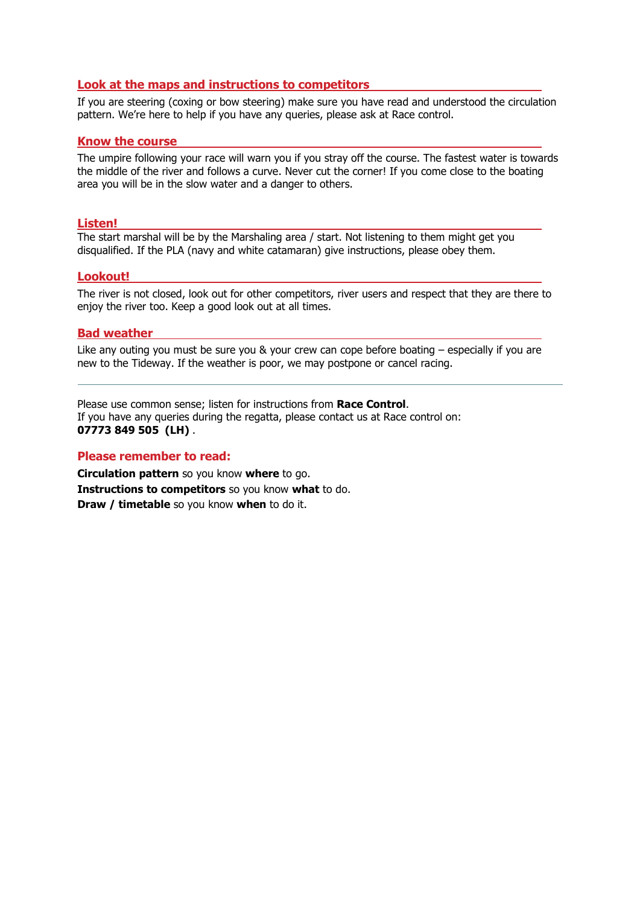## Look at the maps and instructions to competitors

If you are steering (coxing or bow steering) make sure you have read and understood the circulation pattern. We're here to help if you have any queries, please ask at Race control.

## Know the course

The umpire following your race will warn you if you stray off the course. The fastest water is towards the middle of the river and follows a curve. Never cut the corner! If you come close to the boating area you will be in the slow water and a danger to others.

## Listen!

The start marshal will be by the Marshaling area / start. Not listening to them might get you disqualified. If the PLA (navy and white catamaran) give instructions, please obey them.

## Lookout!

The river is not closed, look out for other competitors, river users and respect that they are there to enjoy the river too. Keep a good look out at all times.

## Bad weather

Like any outing you must be sure you & your crew can cope before boating – especially if you are new to the Tideway. If the weather is poor, we may postpone or cancel racing.

---

Please use common sense; listen for instructions from **Race Control**.
If you have any queries during the regatta, please contact us at Race control on:
**07773 849 505 (LH)** .

## Please remember to read:

**Circulation pattern** so you know **where** to go.
**Instructions to competitors** so you know **what** to do.
**Draw / timetable** so you know **when** to do it.